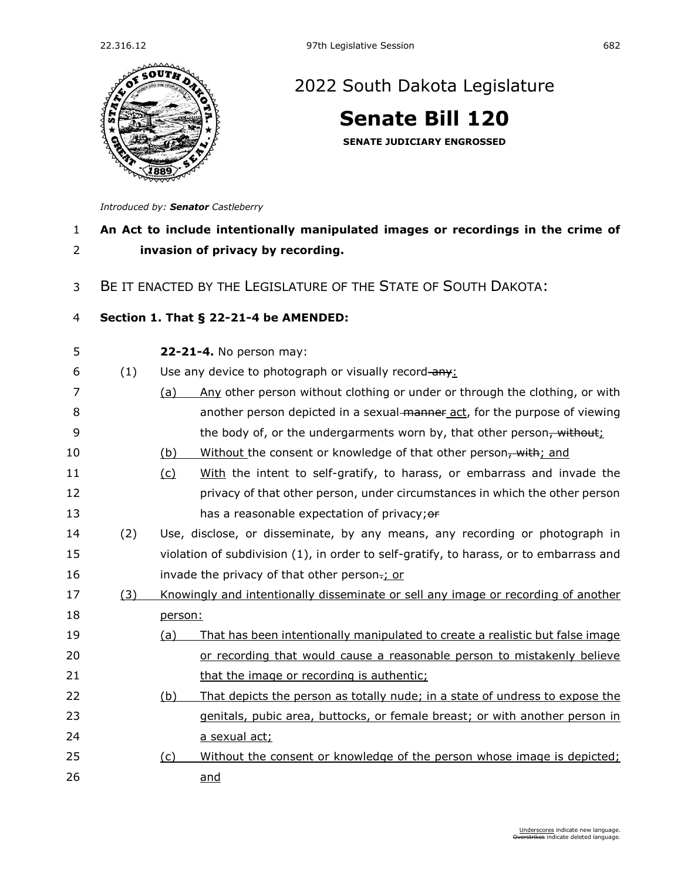# 2022 South Dakota Legislature

## Senate Bill 120

**SENATE JUDICIARY ENGROSSED**

*Introduced by: **Senator** Castleberry*

**An Act to include intentionally manipulated images or recordings in the crime of invasion of privacy by recording.**

BE IT ENACTED BY THE LEGISLATURE OF THE STATE OF SOUTH DAKOTA:

**Section 1. That § 22-21-4 be AMENDED:**

**22-21-4.** No person may:

(1) Use any device to photograph or visually record ~~any~~:

(a) Any other person without clothing or under or through the clothing, or with another person depicted in a sexual ~~manner~~ act, for the purpose of viewing the body of, or the undergarments worn by, that other person~~, without~~;

(b) Without the consent or knowledge of that other person~~, with~~; and

(c) With the intent to self-gratify, to harass, or embarrass and invade the privacy of that other person, under circumstances in which the other person has a reasonable expectation of privacy;~~or~~

(2) Use, disclose, or disseminate, by any means, any recording or photograph in violation of subdivision (1), in order to self-gratify, to harass, or to embarrass and invade the privacy of that other person~~.~~; or

(3) Knowingly and intentionally disseminate or sell any image or recording of another person:

(a) That has been intentionally manipulated to create a realistic but false image or recording that would cause a reasonable person to mistakenly believe that the image or recording is authentic;

(b) That depicts the person as totally nude; in a state of undress to expose the genitals, pubic area, buttocks, or female breast; or with another person in a sexual act;

(c) Without the consent or knowledge of the person whose image is depicted; and

Underscores indicate new language.
~~Overstrikes~~ indicate deleted language.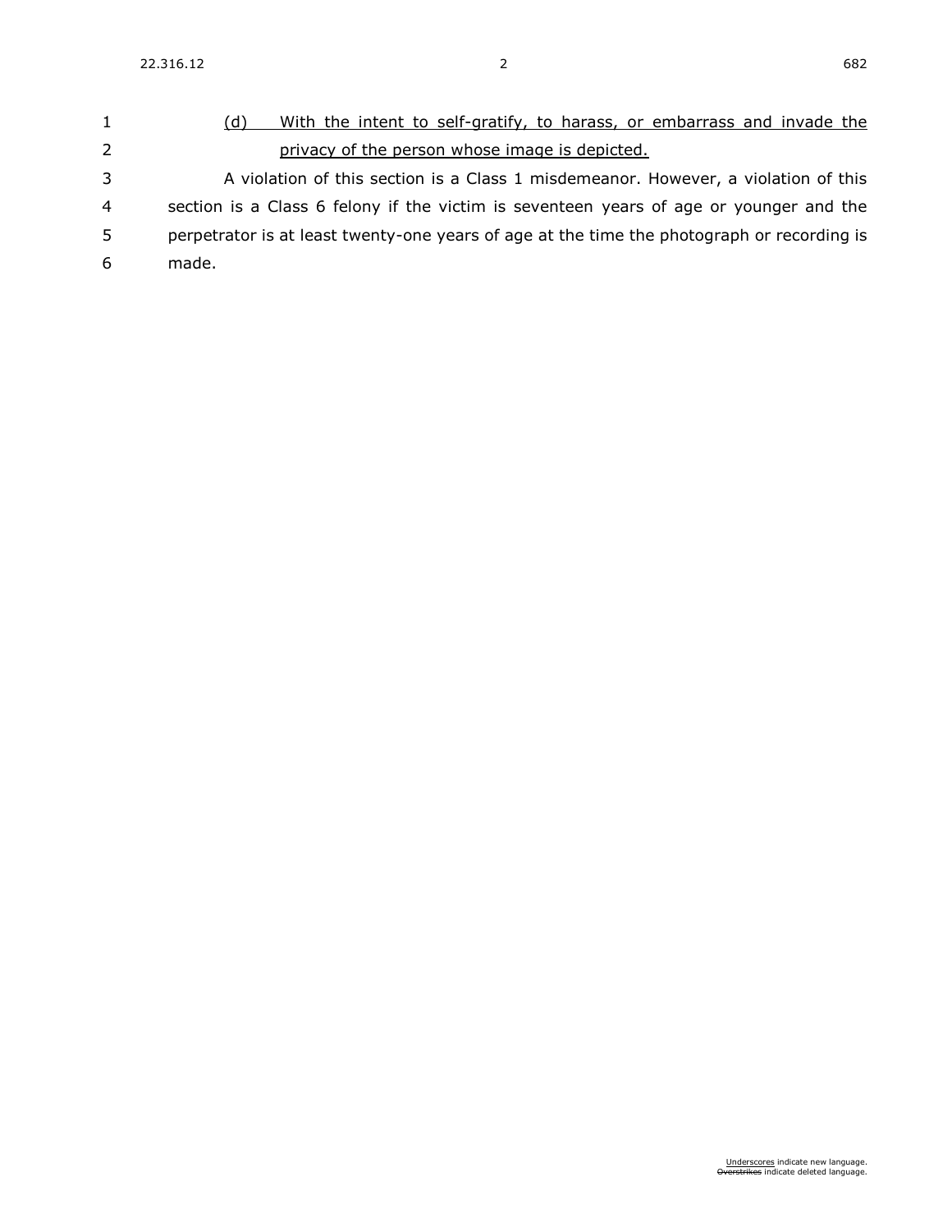(d) With the intent to self-gratify, to harass, or embarrass and invade the privacy of the person whose image is depicted.

A violation of this section is a Class 1 misdemeanor. However, a violation of this section is a Class 6 felony if the victim is seventeen years of age or younger and the perpetrator is at least twenty-one years of age at the time the photograph or recording is made.